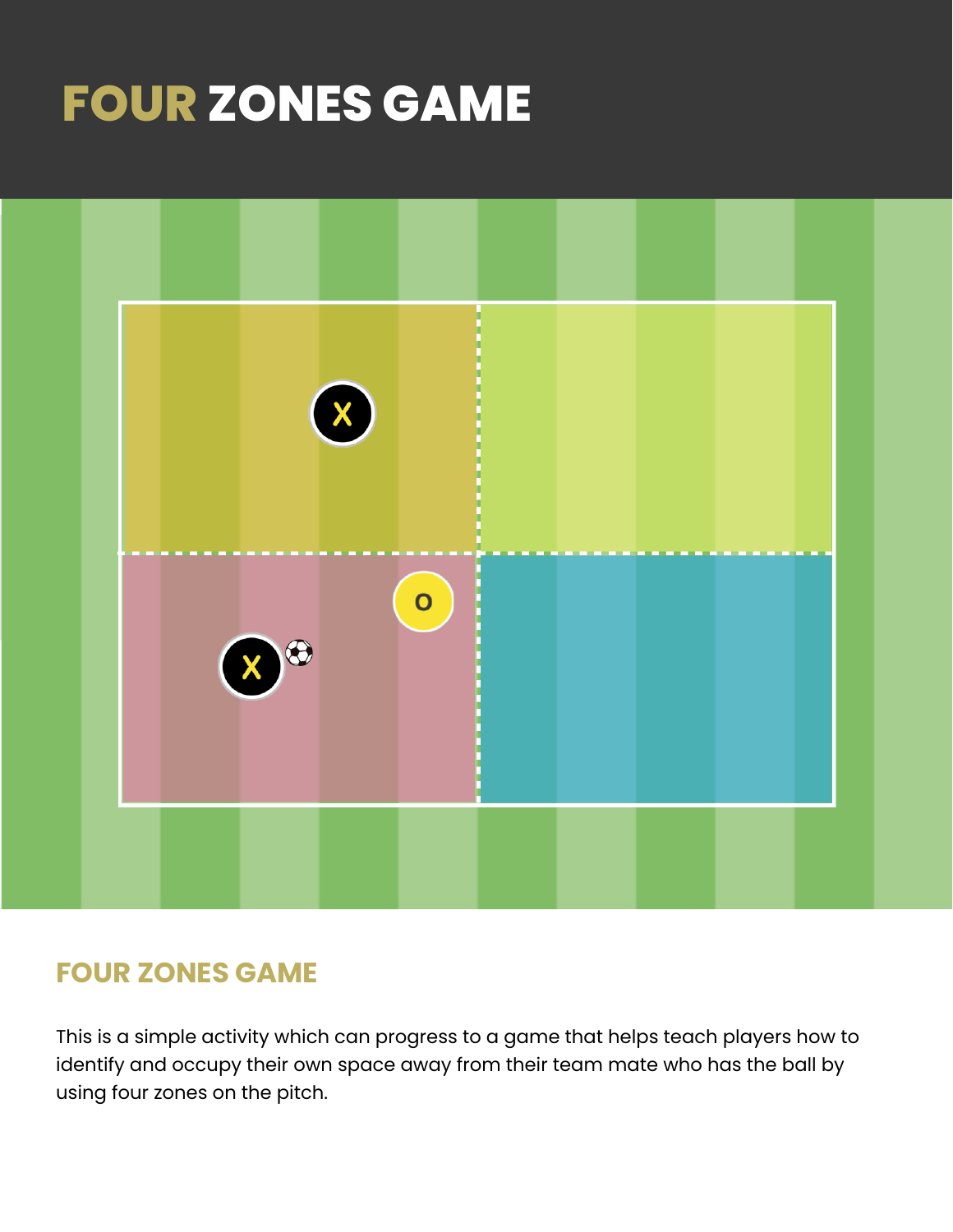# FOUR ZONES GAME

## FOUR ZONES GAME

This is a simple activity which can progress to a game that helps teach players how to identify and occupy their own space away from their team mate who has the ball by using four zones on the pitch.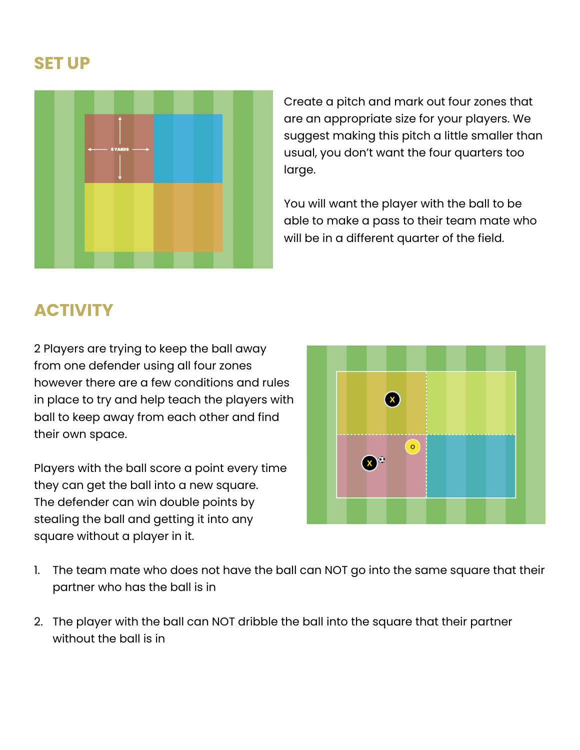## SET UP

Create a pitch and mark out four zones that are an appropriate size for your players. We suggest making this pitch a little smaller than usual, you don't want the four quarters too large.

You will want the player with the ball to be able to make a pass to their team mate who will be in a different quarter of the field.

## ACTIVITY

2 Players are trying to keep the ball away from one defender using all four zones however there are a few conditions and rules in place to try and help teach the players with ball to keep away from each other and find their own space.

Players with the ball score a point every time they can get the ball into a new square. The defender can win double points by stealing the ball and getting it into any square without a player in it.

1. The team mate who does not have the ball can NOT go into the same square that their partner who has the ball is in

2. The player with the ball can NOT dribble the ball into the square that their partner without the ball is in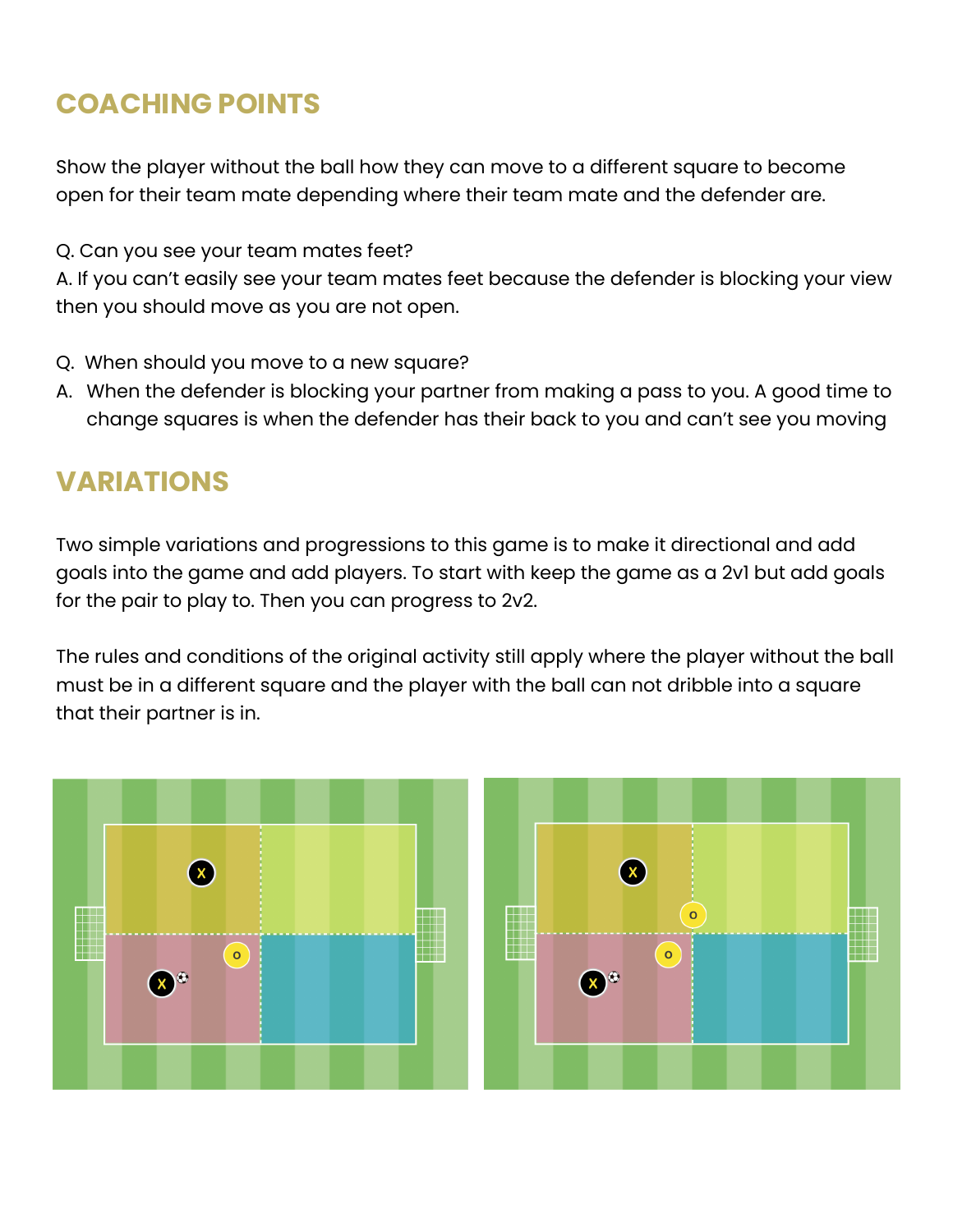## COACHING POINTS

Show the player without the ball how they can move to a different square to become open for their team mate depending where their team mate and the defender are.

Q. Can you see your team mates feet?
A. If you can't easily see your team mates feet because the defender is blocking your view then you should move as you are not open.

Q. When should you move to a new square?
A. When the defender is blocking your partner from making a pass to you. A good time to change squares is when the defender has their back to you and can't see you moving

## VARIATIONS

Two simple variations and progressions to this game is to make it directional and add goals into the game and add players. To start with keep the game as a 2v1 but add goals for the pair to play to. Then you can progress to 2v2.

The rules and conditions of the original activity still apply where the player without the ball must be in a different square and the player with the ball can not dribble into a square that their partner is in.